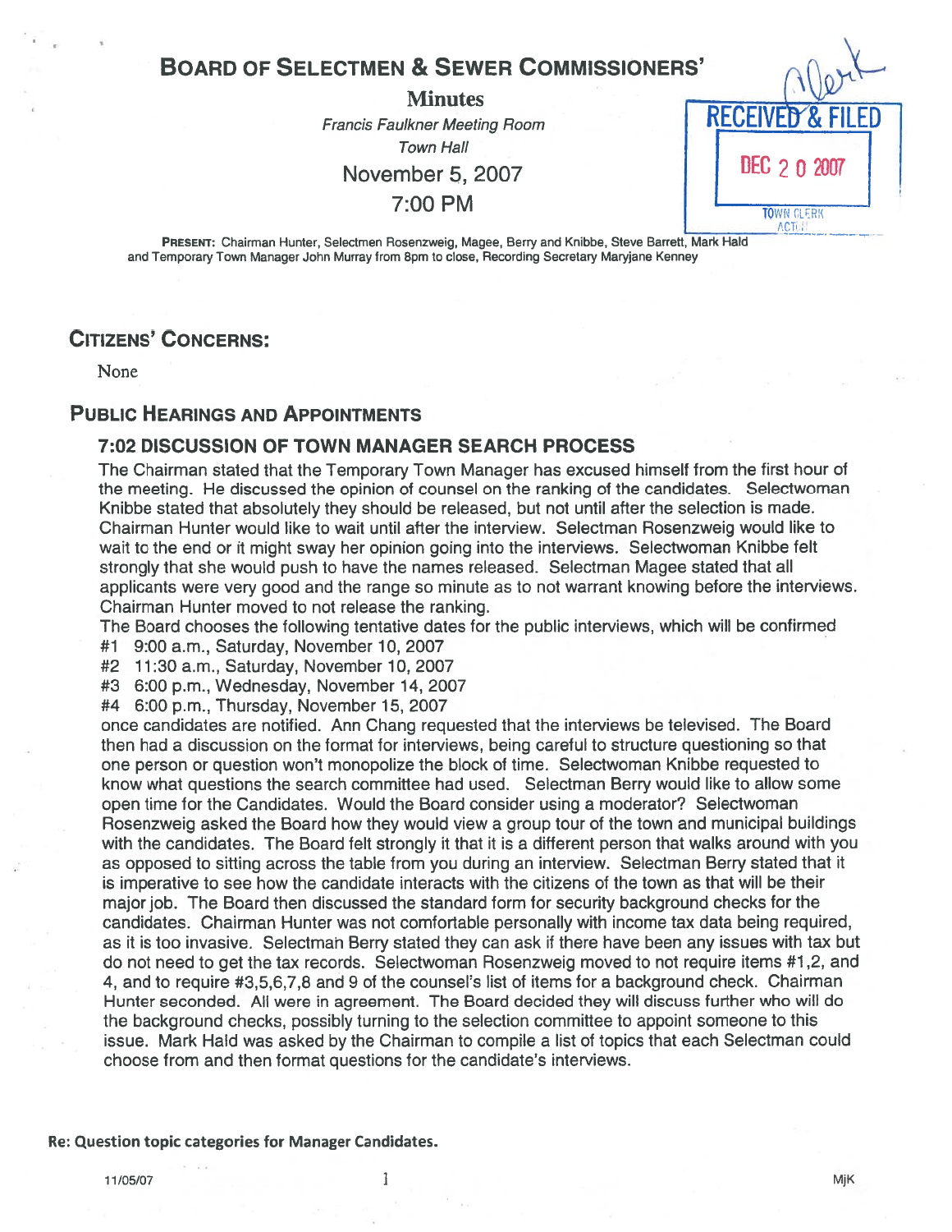# Board of Selectmen & Sewer Commissioners'

## Minutes

*Francis Faulkner Meeting Room*
*Town Hall*
November 5, 2007
7:00 PM

RECEIVED & FILED
DEC 20 2007
TOWN CLERK
ACTON

**PRESENT:** Chairman Hunter, Selectmen Rosenzweig, Magee, Berry and Knibbe, Steve Barrett, Mark Hald and Temporary Town Manager John Murray from 8pm to close, Recording Secretary Maryjane Kenney

## Citizens' Concerns:

None

## Public Hearings and Appointments

### 7:02 Discussion of Town Manager Search Process

The Chairman stated that the Temporary Town Manager has excused himself from the first hour of the meeting. He discussed the opinion of counsel on the ranking of the candidates. Selectwoman Knibbe stated that absolutely they should be released, but not until after the selection is made. Chairman Hunter would like to wait until after the interview. Selectman Rosenzweig would like to wait to the end or it might sway her opinion going into the interviews. Selectwoman Knibbe felt strongly that she would push to have the names released. Selectman Magee stated that all applicants were very good and the range so minute as to not warrant knowing before the interviews. Chairman Hunter moved to not release the ranking.

The Board chooses the following tentative dates for the public interviews, which will be confirmed

#1 9:00 a.m., Saturday, November 10, 2007
#2 11:30 a.m., Saturday, November 10, 2007
#3 6:00 p.m., Wednesday, November 14, 2007
#4 6:00 p.m., Thursday, November 15, 2007

once candidates are notified. Ann Chang requested that the interviews be televised. The Board then had a discussion on the format for interviews, being careful to structure questioning so that one person or question won't monopolize the block of time. Selectwoman Knibbe requested to know what questions the search committee had used. Selectman Berry would like to allow some open time for the Candidates. Would the Board consider using a moderator? Selectwoman Rosenzweig asked the Board how they would view a group tour of the town and municipal buildings with the candidates. The Board felt strongly it that it is a different person that walks around with you as opposed to sitting across the table from you during an interview. Selectman Berry stated that it is imperative to see how the candidate interacts with the citizens of the town as that will be their major job. The Board then discussed the standard form for security background checks for the candidates. Chairman Hunter was not comfortable personally with income tax data being required, as it is too invasive. Selectman Berry stated they can ask if there have been any issues with tax but do not need to get the tax records. Selectwoman Rosenzweig moved to not require items #1,2, and 4, and to require #3,5,6,7,8 and 9 of the counsel's list of items for a background check. Chairman Hunter seconded. All were in agreement. The Board decided they will discuss further who will do the background checks, possibly turning to the selection committee to appoint someone to this issue. Mark Hald was asked by the Chairman to compile a list of topics that each Selectman could choose from and then format questions for the candidate's interviews.

**Re: Question topic categories for Manager Candidates.**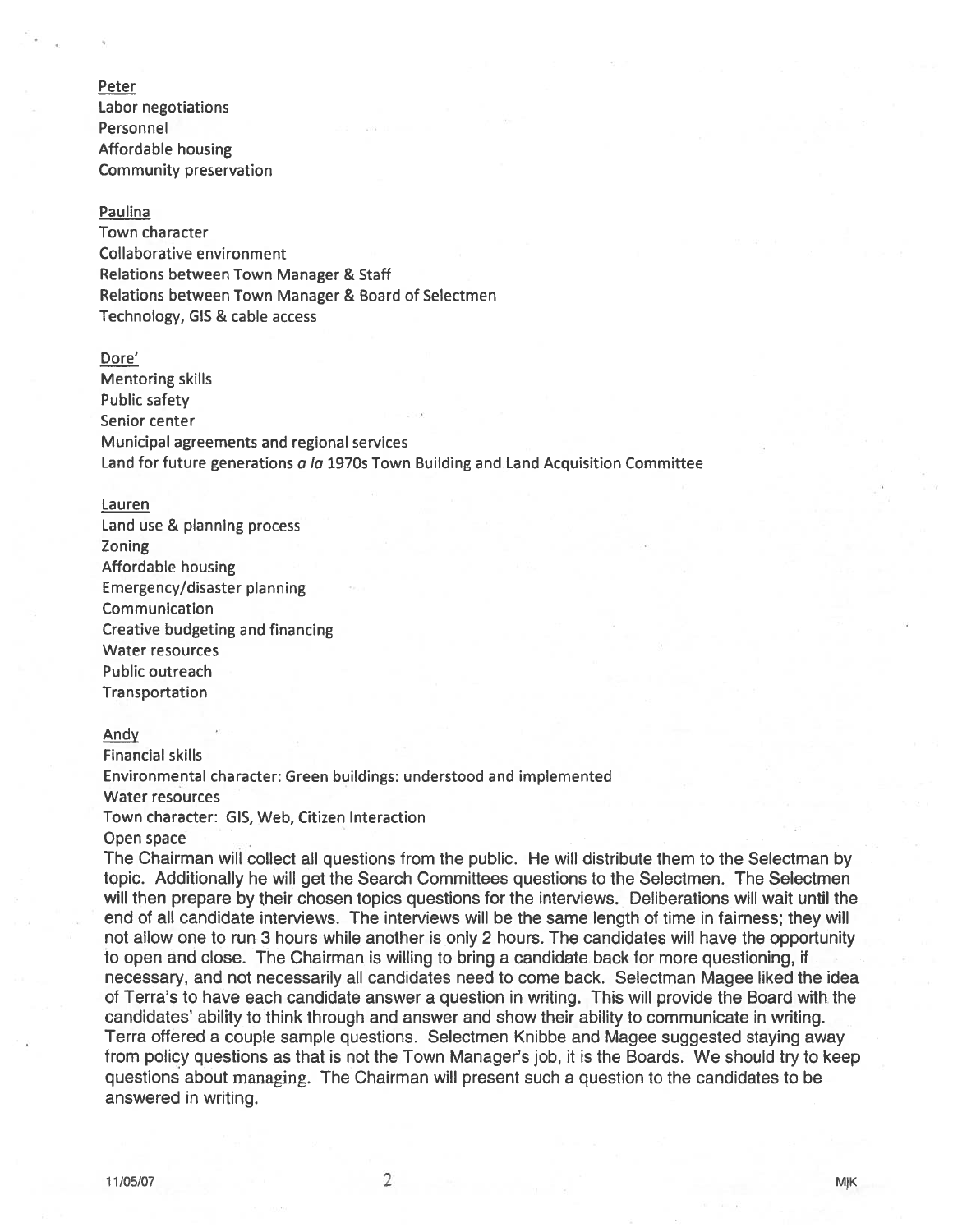<u>Peter</u>

Labor negotiations
Personnel
Affordable housing
Community preservation

<u>Paulina</u>

Town character
Collaborative environment
Relations between Town Manager & Staff
Relations between Town Manager & Board of Selectmen
Technology, GIS & cable access

<u>Dore'</u>

Mentoring skills
Public safety
Senior center
Municipal agreements and regional services
Land for future generations *a la* 1970s Town Building and Land Acquisition Committee

<u>Lauren</u>

Land use & planning process
Zoning
Affordable housing
Emergency/disaster planning
Communication
Creative budgeting and financing
Water resources
Public outreach
Transportation

<u>Andy</u>

Financial skills
Environmental character: Green buildings: understood and implemented
Water resources
Town character: GIS, Web, Citizen Interaction
Open space

The Chairman will collect all questions from the public. He will distribute them to the Selectman by topic. Additionally he will get the Search Committees questions to the Selectmen. The Selectmen will then prepare by their chosen topics questions for the interviews. Deliberations will wait until the end of all candidate interviews. The interviews will be the same length of time in fairness; they will not allow one to run 3 hours while another is only 2 hours. The candidates will have the opportunity to open and close. The Chairman is willing to bring a candidate back for more questioning, if necessary, and not necessarily all candidates need to come back. Selectman Magee liked the idea of Terra's to have each candidate answer a question in writing. This will provide the Board with the candidates' ability to think through and answer and show their ability to communicate in writing. Terra offered a couple sample questions. Selectmen Knibbe and Magee suggested staying away from policy questions as that is not the Town Manager's job, it is the Boards. We should try to keep questions about managing. The Chairman will present such a question to the candidates to be answered in writing.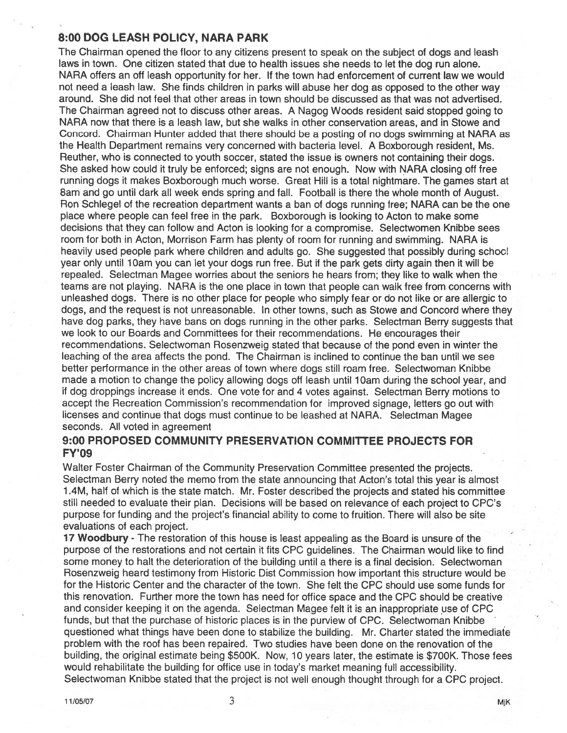## 8:00 DOG LEASH POLICY, NARA PARK

The Chairman opened the floor to any citizens present to speak on the subject of dogs and leash laws in town. One citizen stated that due to health issues she needs to let the dog run alone. NARA offers an off leash opportunity for her. If the town had enforcement of current law we would not need a leash law. She finds children in parks will abuse her dog as opposed to the other way around. She did not feel that other areas in town should be discussed as that was not advertised. The Chairman agreed not to discuss other areas. A Nagog Woods resident said stopped going to NARA now that there is a leash law, but she walks in other conservation areas, and in Stowe and Concord. Chairman Hunter added that there should be a posting of no dogs swimming at NARA as the Health Department remains very concerned with bacteria level. A Boxborough resident, Ms. Reuther, who is connected to youth soccer, stated the issue is owners not containing their dogs. She asked how could it truly be enforced; signs are not enough. Now with NARA closing off free running dogs it makes Boxborough much worse. Great Hill is a total nightmare. The games start at 8am and go until dark all week ends spring and fall. Football is there the whole month of August. Ron Schlegel of the recreation department wants a ban of dogs running free; NARA can be the one place where people can feel free in the park. Boxborough is looking to Acton to make some decisions that they can follow and Acton is looking for a compromise. Selectwomen Knibbe sees room for both in Acton, Morrison Farm has plenty of room for running and swimming. NARA is heavily used people park where children and adults go. She suggested that possibly during school year only until 10am you can let your dogs run free. But if the park gets dirty again then it will be repealed. Selectman Magee worries about the seniors he hears from; they like to walk when the teams are not playing. NARA is the one place in town that people can walk free from concerns with unleashed dogs. There is no other place for people who simply fear or do not like or are allergic to dogs, and the request is not unreasonable. In other towns, such as Stowe and Concord where they have dog parks, they have bans on dogs running in the other parks. Selectman Berry suggests that we look to our Boards and Committees for their recommendations. He encourages their recommendations. Selectwoman Rosenzweig stated that because of the pond even in winter the leaching of the area affects the pond. The Chairman is inclined to continue the ban until we see better performance in the other areas of town where dogs still roam free. Selectwoman Knibbe made a motion to change the policy allowing dogs off leash until 10am during the school year, and if dog droppings increase it ends. One vote for and 4 votes against. Selectman Berry motions to accept the Recreation Commission's recommendation for improved signage, letters go out with licenses and continue that dogs must continue to be leashed at NARA. Selectman Magee seconds. All voted in agreement

## 9:00 PROPOSED COMMUNITY PRESERVATION COMMITTEE PROJECTS FOR FY'09

Walter Foster Chairman of the Community Preservation Committee presented the projects. Selectman Berry noted the memo from the state announcing that Acton's total this year is almost 1.4M, half of which is the state match. Mr. Foster described the projects and stated his committee still needed to evaluate their plan. Decisions will be based on relevance of each project to CPC's purpose for funding and the project's financial ability to come to fruition. There will also be site evaluations of each project.

**17 Woodbury** - The restoration of this house is least appealing as the Board is unsure of the purpose of the restorations and not certain it fits CPC guidelines. The Chairman would like to find some money to halt the deterioration of the building until a there is a final decision. Selectwoman Rosenzweig heard testimony from Historic Dist Commission how important this structure would be for the Historic Center and the character of the town. She felt the CPC should use some funds for this renovation. Further more the town has need for office space and the CPC should be creative and consider keeping it on the agenda. Selectman Magee felt it is an inappropriate use of CPC funds, but that the purchase of historic places is in the purview of CPC. Selectwoman Knibbe questioned what things have been done to stabilize the building. Mr. Charter stated the immediate problem with the roof has been repaired. Two studies have been done on the renovation of the building, the original estimate being $500K. Now, 10 years later, the estimate is $700K. Those fees would rehabilitate the building for office use in today's market meaning full accessibility. Selectwoman Knibbe stated that the project is not well enough thought through for a CPC project.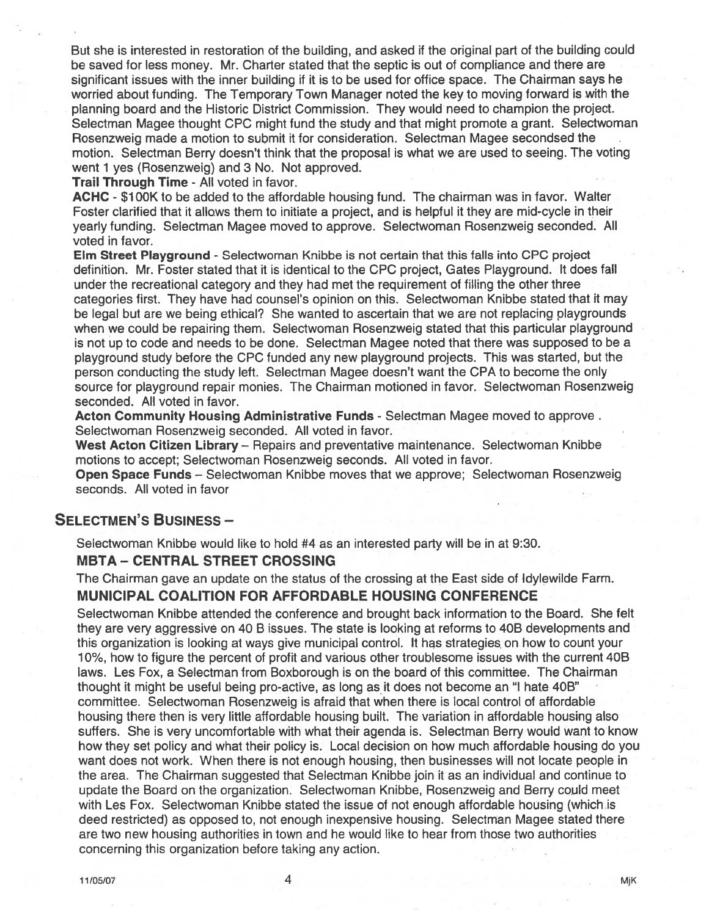But she is interested in restoration of the building, and asked if the original part of the building could be saved for less money. Mr. Charter stated that the septic is out of compliance and there are significant issues with the inner building if it is to be used for office space. The Chairman says he worried about funding. The Temporary Town Manager noted the key to moving forward is with the planning board and the Historic District Commission. They would need to champion the project. Selectman Magee thought CPC might fund the study and that might promote a grant. Selectwoman Rosenzweig made a motion to submit it for consideration. Selectman Magee secondsed the motion. Selectman Berry doesn't think that the proposal is what we are used to seeing. The voting went 1 yes (Rosenzweig) and 3 No. Not approved.

**Trail Through Time** - All voted in favor.

**ACHC** - $100K to be added to the affordable housing fund. The chairman was in favor. Walter Foster clarified that it allows them to initiate a project, and is helpful it they are mid-cycle in their yearly funding. Selectman Magee moved to approve. Selectwoman Rosenzweig seconded. All voted in favor.

**Elm Street Playground** - Selectwoman Knibbe is not certain that this falls into CPC project definition. Mr. Foster stated that it is identical to the CPC project, Gates Playground. It does fall under the recreational category and they had met the requirement of filling the other three categories first. They have had counsel's opinion on this. Selectwoman Knibbe stated that it may be legal but are we being ethical? She wanted to ascertain that we are not replacing playgrounds when we could be repairing them. Selectwoman Rosenzweig stated that this particular playground is not up to code and needs to be done. Selectman Magee noted that there was supposed to be a playground study before the CPC funded any new playground projects. This was started, but the person conducting the study left. Selectman Magee doesn't want the CPA to become the only source for playground repair monies. The Chairman motioned in favor. Selectwoman Rosenzweig seconded. All voted in favor.

**Acton Community Housing Administrative Funds** - Selectman Magee moved to approve . Selectwoman Rosenzweig seconded. All voted in favor.

**West Acton Citizen Library** – Repairs and preventative maintenance. Selectwoman Knibbe motions to accept; Selectwoman Rosenzweig seconds. All voted in favor.

**Open Space Funds** – Selectwoman Knibbe moves that we approve; Selectwoman Rosenzweig seconds. All voted in favor

## SELECTMEN'S BUSINESS –

Selectwoman Knibbe would like to hold #4 as an interested party will be in at 9:30.

### MBTA – CENTRAL STREET CROSSING

The Chairman gave an update on the status of the crossing at the East side of Idylewilde Farm.

### MUNICIPAL COALITION FOR AFFORDABLE HOUSING CONFERENCE

Selectwoman Knibbe attended the conference and brought back information to the Board. She felt they are very aggressive on 40 B issues. The state is looking at reforms to 40B developments and this organization is looking at ways give municipal control. It has strategies on how to count your 10%, how to figure the percent of profit and various other troublesome issues with the current 40B laws. Les Fox, a Selectman from Boxborough is on the board of this committee. The Chairman thought it might be useful being pro-active, as long as it does not become an "I hate 40B" committee. Selectwoman Rosenzweig is afraid that when there is local control of affordable housing there then is very little affordable housing built. The variation in affordable housing also suffers. She is very uncomfortable with what their agenda is. Selectman Berry would want to know how they set policy and what their policy is. Local decision on how much affordable housing do you want does not work. When there is not enough housing, then businesses will not locate people in the area. The Chairman suggested that Selectman Knibbe join it as an individual and continue to update the Board on the organization. Selectwoman Knibbe, Rosenzweig and Berry could meet with Les Fox. Selectwoman Knibbe stated the issue of not enough affordable housing (which is deed restricted) as opposed to, not enough inexpensive housing. Selectman Magee stated there are two new housing authorities in town and he would like to hear from those two authorities concerning this organization before taking any action.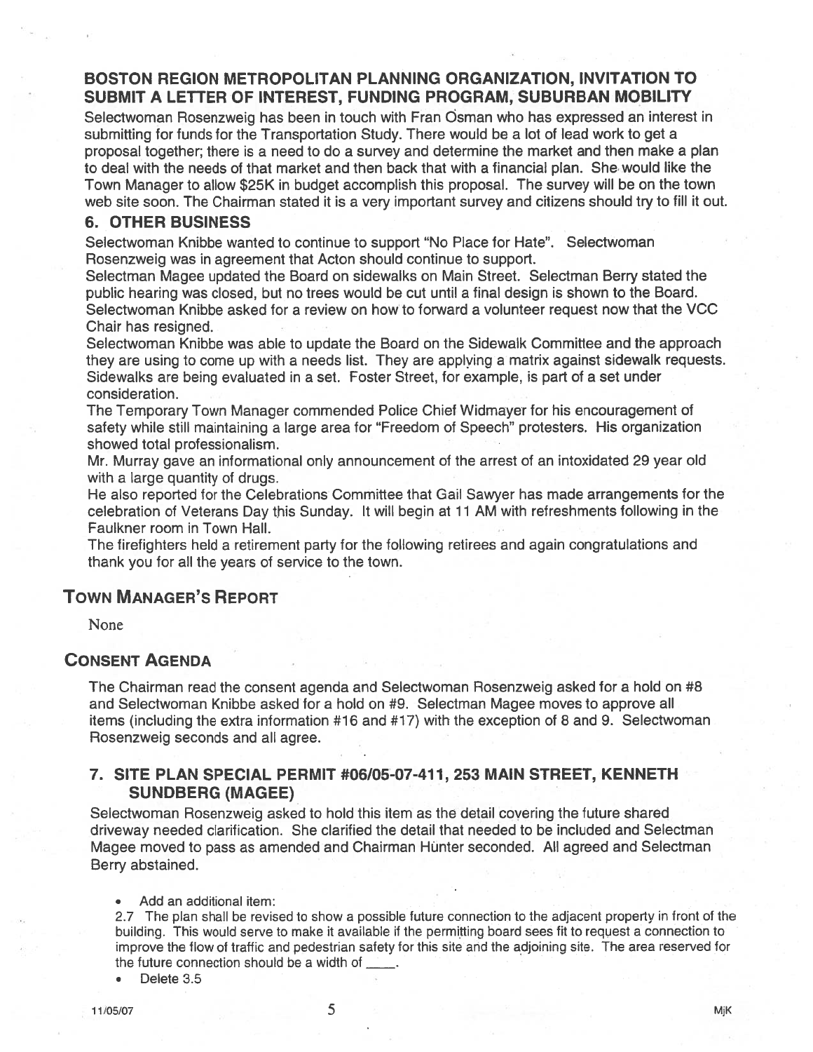## BOSTON REGION METROPOLITAN PLANNING ORGANIZATION, INVITATION TO SUBMIT A LETTER OF INTEREST, FUNDING PROGRAM, SUBURBAN MOBILITY

Selectwoman Rosenzweig has been in touch with Fran Osman who has expressed an interest in submitting for funds for the Transportation Study. There would be a lot of lead work to get a proposal together; there is a need to do a survey and determine the market and then make a plan to deal with the needs of that market and then back that with a financial plan. She would like the Town Manager to allow $25K in budget accomplish this proposal. The survey will be on the town web site soon. The Chairman stated it is a very important survey and citizens should try to fill it out.

## 6. OTHER BUSINESS

Selectwoman Knibbe wanted to continue to support "No Place for Hate". Selectwoman Rosenzweig was in agreement that Acton should continue to support.

Selectman Magee updated the Board on sidewalks on Main Street. Selectman Berry stated the public hearing was closed, but no trees would be cut until a final design is shown to the Board.

Selectwoman Knibbe asked for a review on how to forward a volunteer request now that the VCC Chair has resigned.

Selectwoman Knibbe was able to update the Board on the Sidewalk Committee and the approach they are using to come up with a needs list. They are applying a matrix against sidewalk requests. Sidewalks are being evaluated in a set. Foster Street, for example, is part of a set under consideration.

The Temporary Town Manager commended Police Chief Widmayer for his encouragement of safety while still maintaining a large area for "Freedom of Speech" protesters. His organization showed total professionalism.

Mr. Murray gave an informational only announcement of the arrest of an intoxidated 29 year old with a large quantity of drugs.

He also reported for the Celebrations Committee that Gail Sawyer has made arrangements for the celebration of Veterans Day this Sunday. It will begin at 11 AM with refreshments following in the Faulkner room in Town Hall.

The firefighters held a retirement party for the following retirees and again congratulations and thank you for all the years of service to the town.

## TOWN MANAGER'S REPORT

None

## CONSENT AGENDA

The Chairman read the consent agenda and Selectwoman Rosenzweig asked for a hold on #8 and Selectwoman Knibbe asked for a hold on #9. Selectman Magee moves to approve all items (including the extra information #16 and #17) with the exception of 8 and 9. Selectwoman Rosenzweig seconds and all agree.

## 7. SITE PLAN SPECIAL PERMIT #06/05-07-411, 253 MAIN STREET, KENNETH SUNDBERG (MAGEE)

Selectwoman Rosenzweig asked to hold this item as the detail covering the future shared driveway needed clarification. She clarified the detail that needed to be included and Selectman Magee moved to pass as amended and Chairman Hunter seconded. All agreed and Selectman Berry abstained.

- Add an additional item:

2.7 The plan shall be revised to show a possible future connection to the adjacent property in front of the building. This would serve to make it available if the permitting board sees fit to request a connection to improve the flow of traffic and pedestrian safety for this site and the adjoining site. The area reserved for the future connection should be a width of ____.

- Delete 3.5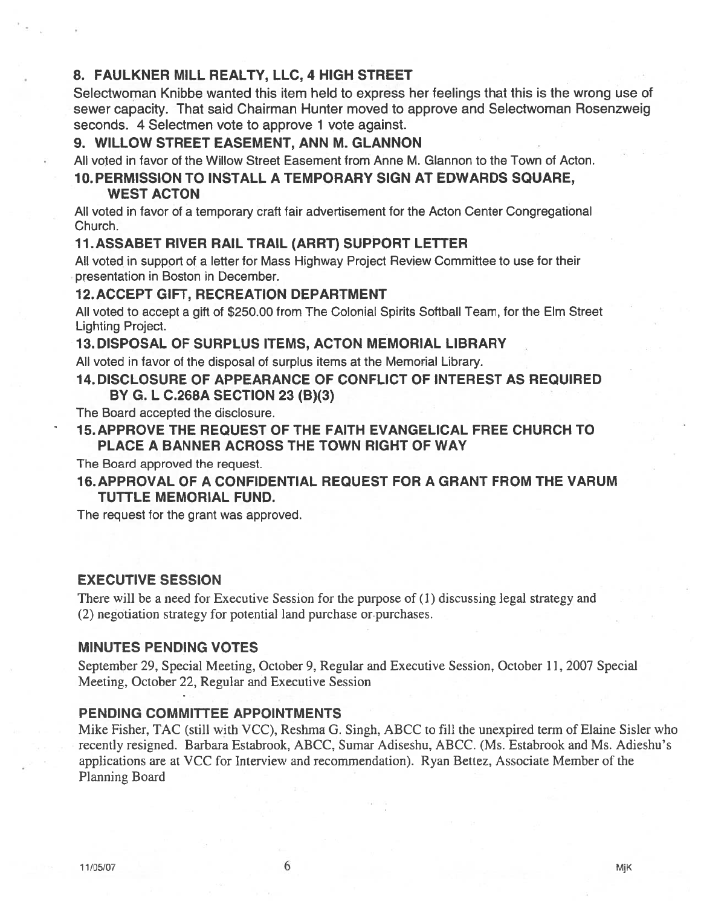## 8. FAULKNER MILL REALTY, LLC, 4 HIGH STREET

Selectwoman Knibbe wanted this item held to express her feelings that this is the wrong use of sewer capacity. That said Chairman Hunter moved to approve and Selectwoman Rosenzweig seconds. 4 Selectmen vote to approve 1 vote against.

## 9. WILLOW STREET EASEMENT, ANN M. GLANNON

All voted in favor of the Willow Street Easement from Anne M. Glannon to the Town of Acton.

## 10. PERMISSION TO INSTALL A TEMPORARY SIGN AT EDWARDS SQUARE, WEST ACTON

All voted in favor of a temporary craft fair advertisement for the Acton Center Congregational Church.

## 11. ASSABET RIVER RAIL TRAIL (ARRT) SUPPORT LETTER

All voted in support of a letter for Mass Highway Project Review Committee to use for their presentation in Boston in December.

## 12. ACCEPT GIFT, RECREATION DEPARTMENT

All voted to accept a gift of $250.00 from The Colonial Spirits Softball Team, for the Elm Street Lighting Project.

## 13. DISPOSAL OF SURPLUS ITEMS, ACTON MEMORIAL LIBRARY

All voted in favor of the disposal of surplus items at the Memorial Library.

## 14. DISCLOSURE OF APPEARANCE OF CONFLICT OF INTEREST AS REQUIRED BY G. L C.268A SECTION 23 (B)(3)

The Board accepted the disclosure.

## 15. APPROVE THE REQUEST OF THE FAITH EVANGELICAL FREE CHURCH TO PLACE A BANNER ACROSS THE TOWN RIGHT OF WAY

The Board approved the request.

## 16. APPROVAL OF A CONFIDENTIAL REQUEST FOR A GRANT FROM THE VARUM TUTTLE MEMORIAL FUND.

The request for the grant was approved.

## EXECUTIVE SESSION

There will be a need for Executive Session for the purpose of (1) discussing legal strategy and (2) negotiation strategy for potential land purchase or purchases.

## MINUTES PENDING VOTES

September 29, Special Meeting, October 9, Regular and Executive Session, October 11, 2007 Special Meeting, October 22, Regular and Executive Session

## PENDING COMMITTEE APPOINTMENTS

Mike Fisher, TAC (still with VCC), Reshma G. Singh, ABCC to fill the unexpired term of Elaine Sisler who recently resigned. Barbara Estabrook, ABCC, Sumar Adiseshu, ABCC. (Ms. Estabrook and Ms. Adieshu's applications are at VCC for Interview and recommendation). Ryan Bettez, Associate Member of the Planning Board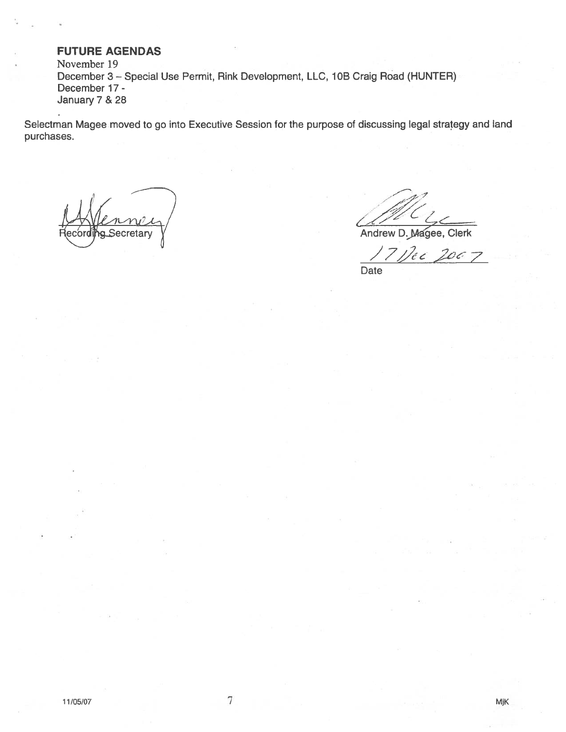## FUTURE AGENDAS

November 19
December 3 – Special Use Permit, Rink Development, LLC, 10B Craig Road (HUNTER)
December 17 -
January 7 & 28

Selectman Magee moved to go into Executive Session for the purpose of discussing legal strategy and land purchases.

Recording Secretary

Andrew D. Magee, Clerk

17 Dec 2007
Date

11/05/07 MjK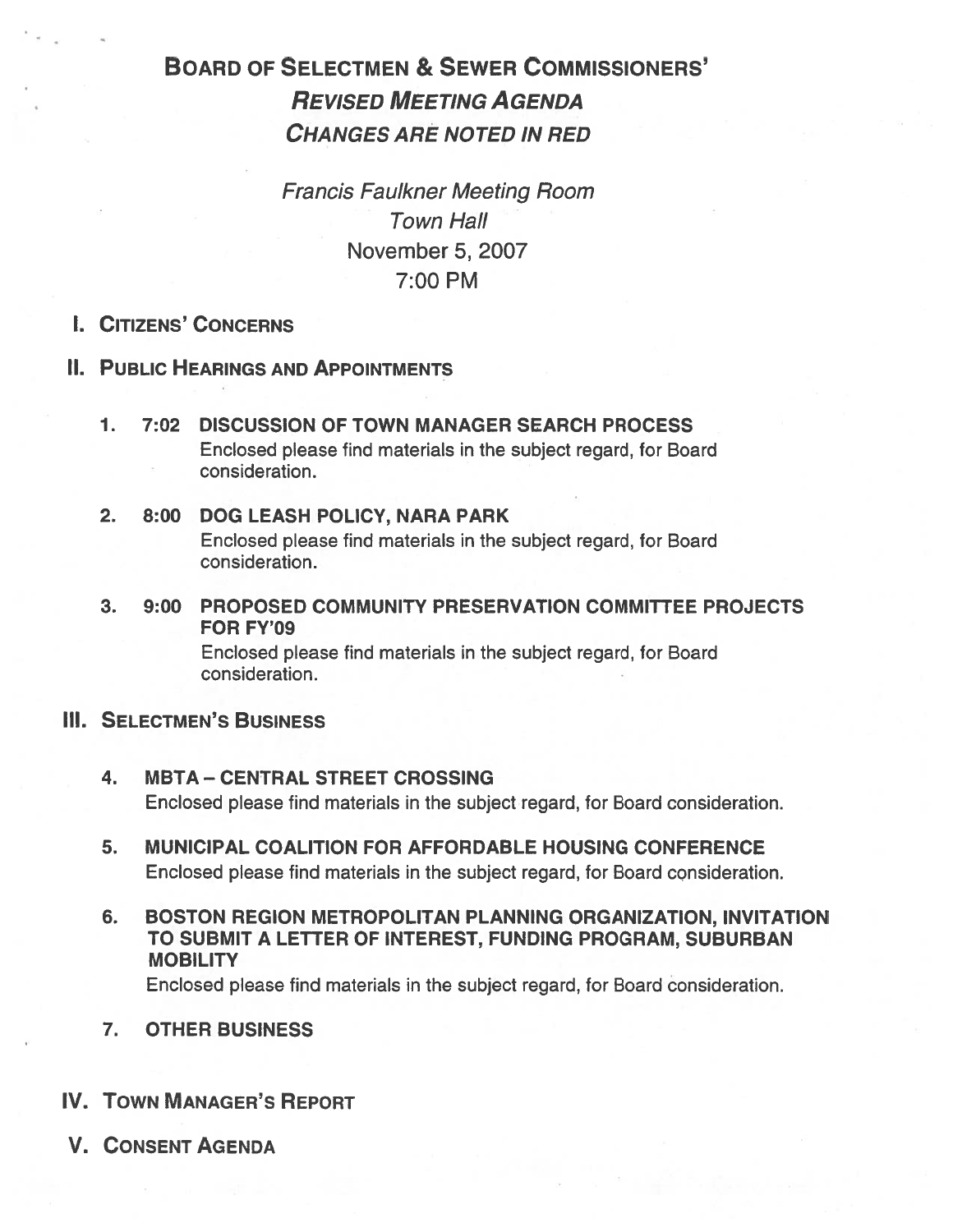# BOARD OF SELECTMEN & SEWER COMMISSIONERS'

## *REVISED MEETING AGENDA*

## *CHANGES ARE NOTED IN RED*

*Francis Faulkner Meeting Room*
*Town Hall*
November 5, 2007
7:00 PM

## I. CITIZENS' CONCERNS

## II. PUBLIC HEARINGS AND APPOINTMENTS

1. **7:02 DISCUSSION OF TOWN MANAGER SEARCH PROCESS**
   Enclosed please find materials in the subject regard, for Board consideration.

2. **8:00 DOG LEASH POLICY, NARA PARK**
   Enclosed please find materials in the subject regard, for Board consideration.

3. **9:00 PROPOSED COMMUNITY PRESERVATION COMMITTEE PROJECTS FOR FY'09**
   Enclosed please find materials in the subject regard, for Board consideration.

## III. SELECTMEN'S BUSINESS

4. **MBTA – CENTRAL STREET CROSSING**
   Enclosed please find materials in the subject regard, for Board consideration.

5. **MUNICIPAL COALITION FOR AFFORDABLE HOUSING CONFERENCE**
   Enclosed please find materials in the subject regard, for Board consideration.

6. **BOSTON REGION METROPOLITAN PLANNING ORGANIZATION, INVITATION TO SUBMIT A LETTER OF INTEREST, FUNDING PROGRAM, SUBURBAN MOBILITY**
   Enclosed please find materials in the subject regard, for Board consideration.

7. **OTHER BUSINESS**

## IV. TOWN MANAGER'S REPORT

## V. CONSENT AGENDA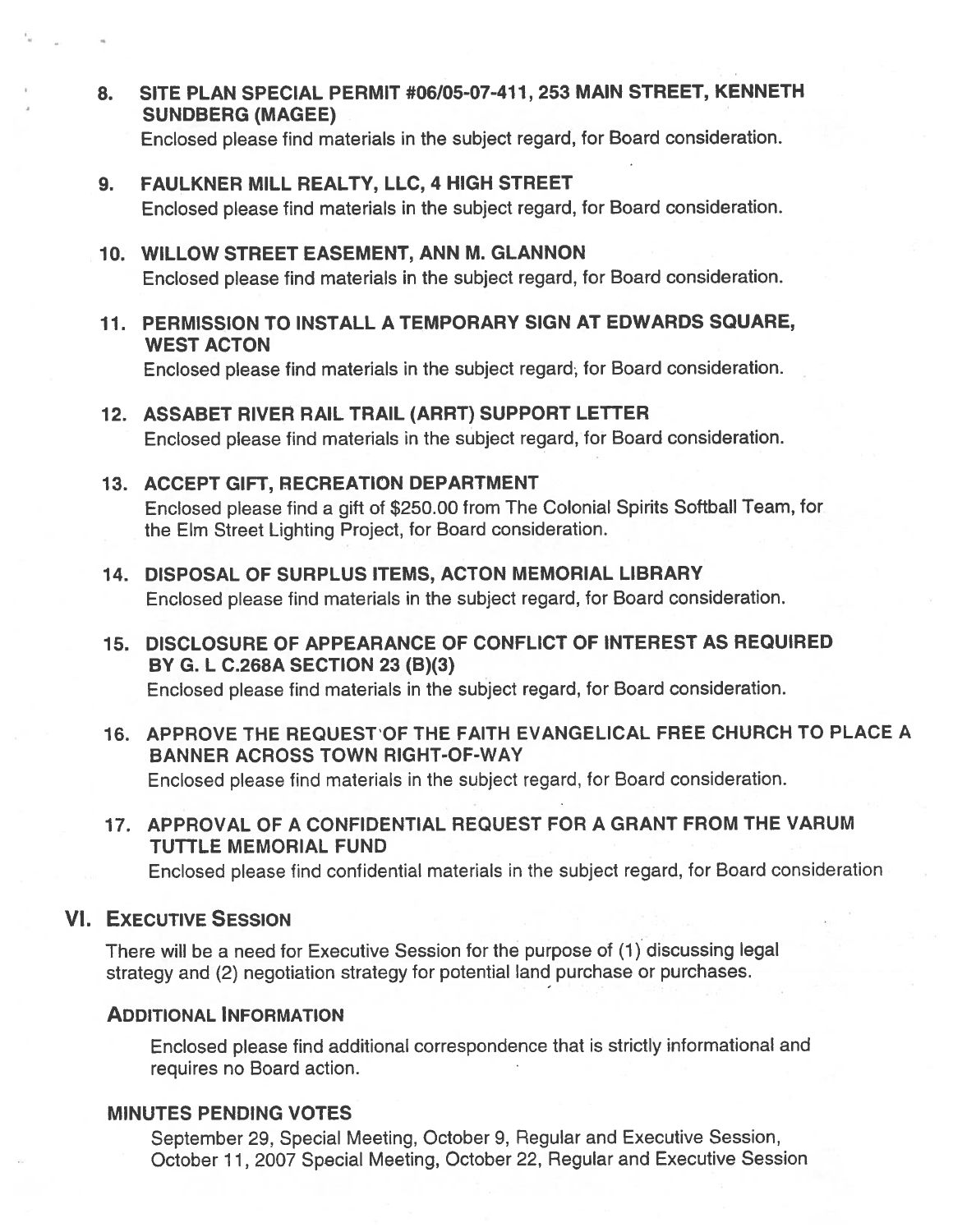8. **SITE PLAN SPECIAL PERMIT #06/05-07-411, 253 MAIN STREET, KENNETH SUNDBERG (MAGEE)**

   Enclosed please find materials in the subject regard, for Board consideration.

9. **FAULKNER MILL REALTY, LLC, 4 HIGH STREET**

   Enclosed please find materials in the subject regard, for Board consideration.

10. **WILLOW STREET EASEMENT, ANN M. GLANNON**

    Enclosed please find materials in the subject regard, for Board consideration.

11. **PERMISSION TO INSTALL A TEMPORARY SIGN AT EDWARDS SQUARE, WEST ACTON**

    Enclosed please find materials in the subject regard, for Board consideration.

12. **ASSABET RIVER RAIL TRAIL (ARRT) SUPPORT LETTER**

    Enclosed please find materials in the subject regard, for Board consideration.

13. **ACCEPT GIFT, RECREATION DEPARTMENT**

    Enclosed please find a gift of $250.00 from The Colonial Spirits Softball Team, for the Elm Street Lighting Project, for Board consideration.

14. **DISPOSAL OF SURPLUS ITEMS, ACTON MEMORIAL LIBRARY**

    Enclosed please find materials in the subject regard, for Board consideration.

15. **DISCLOSURE OF APPEARANCE OF CONFLICT OF INTEREST AS REQUIRED BY G. L C.268A SECTION 23 (B)(3)**

    Enclosed please find materials in the subject regard, for Board consideration.

16. **APPROVE THE REQUEST OF THE FAITH EVANGELICAL FREE CHURCH TO PLACE A BANNER ACROSS TOWN RIGHT-OF-WAY**

    Enclosed please find materials in the subject regard, for Board consideration.

17. **APPROVAL OF A CONFIDENTIAL REQUEST FOR A GRANT FROM THE VARUM TUTTLE MEMORIAL FUND**

    Enclosed please find confidential materials in the subject regard, for Board consideration

## VI. EXECUTIVE SESSION

There will be a need for Executive Session for the purpose of (1) discussing legal strategy and (2) negotiation strategy for potential land purchase or purchases.

### ADDITIONAL INFORMATION

Enclosed please find additional correspondence that is strictly informational and requires no Board action.

### MINUTES PENDING VOTES

September 29, Special Meeting, October 9, Regular and Executive Session, October 11, 2007 Special Meeting, October 22, Regular and Executive Session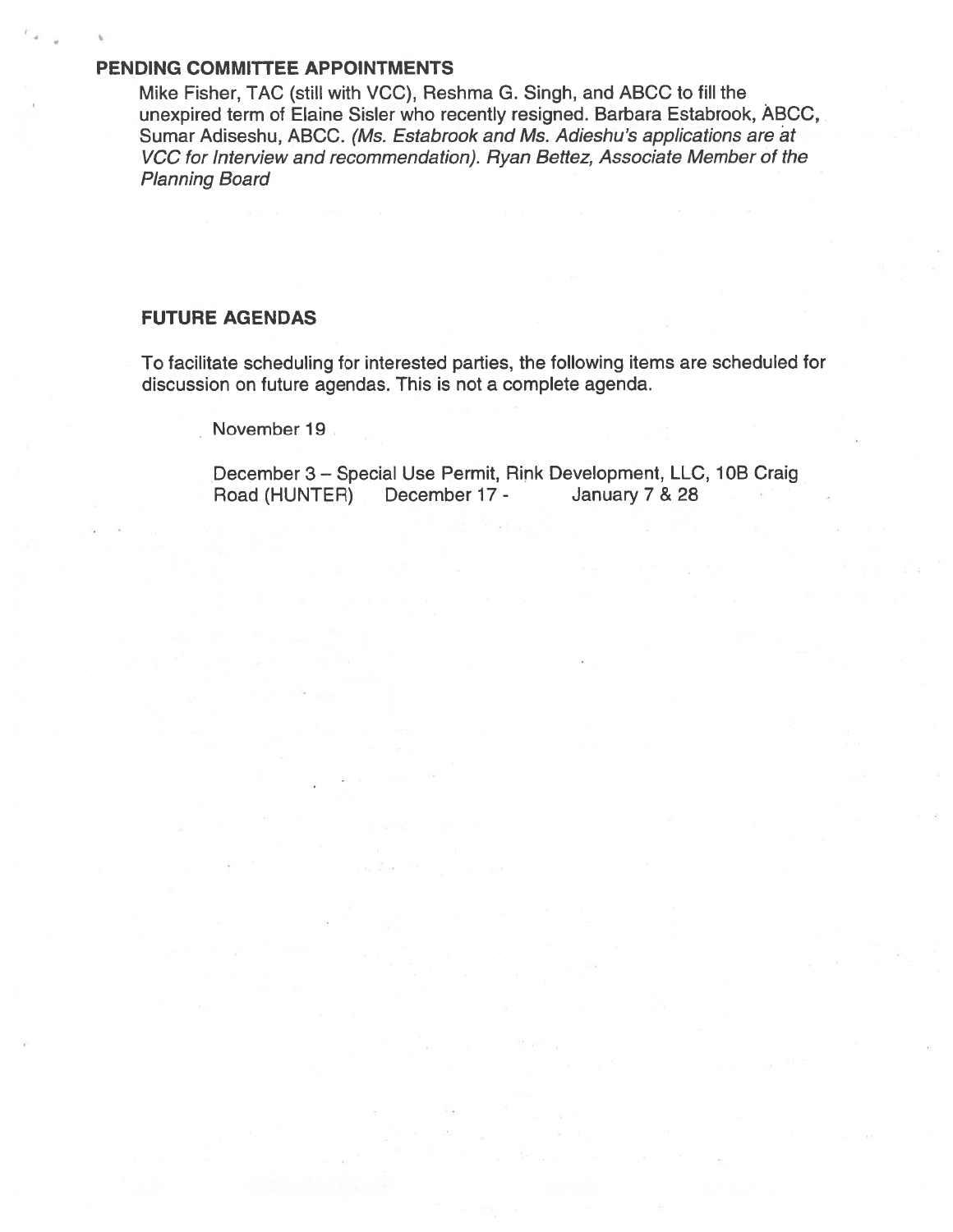## PENDING COMMITTEE APPOINTMENTS

Mike Fisher, TAC (still with VCC), Reshma G. Singh, and ABCC to fill the unexpired term of Elaine Sisler who recently resigned. Barbara Estabrook, ABCC, Sumar Adiseshu, ABCC. *(Ms. Estabrook and Ms. Adieshu's applications are at VCC for Interview and recommendation). Ryan Bettez, Associate Member of the Planning Board*

## FUTURE AGENDAS

To facilitate scheduling for interested parties, the following items are scheduled for discussion on future agendas. This is not a complete agenda.

November 19

December 3 – Special Use Permit, Rink Development, LLC, 10B Craig Road (HUNTER) December 17 - January 7 & 28